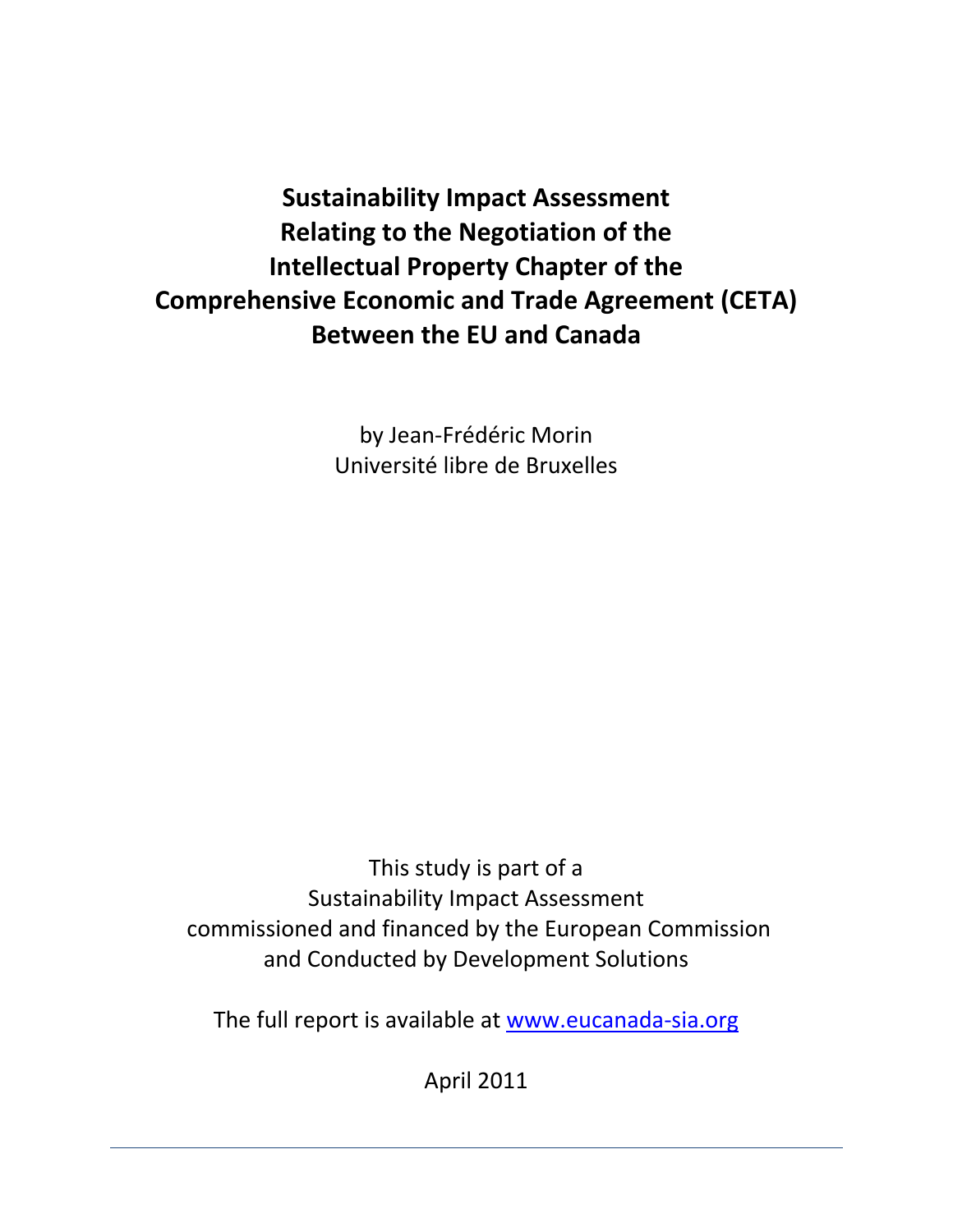# Sustainability Impact Assessment Relating to the Negotiation of the Intellectual Property Chapter of the Comprehensive Economic and Trade Agreement (CETA) Between the EU and Canada

by Jean-Frédéric Morin
Université libre de Bruxelles

This study is part of a
Sustainability Impact Assessment
commissioned and financed by the European Commission
and Conducted by Development Solutions

The full report is available at www.eucanada-sia.org

April 2011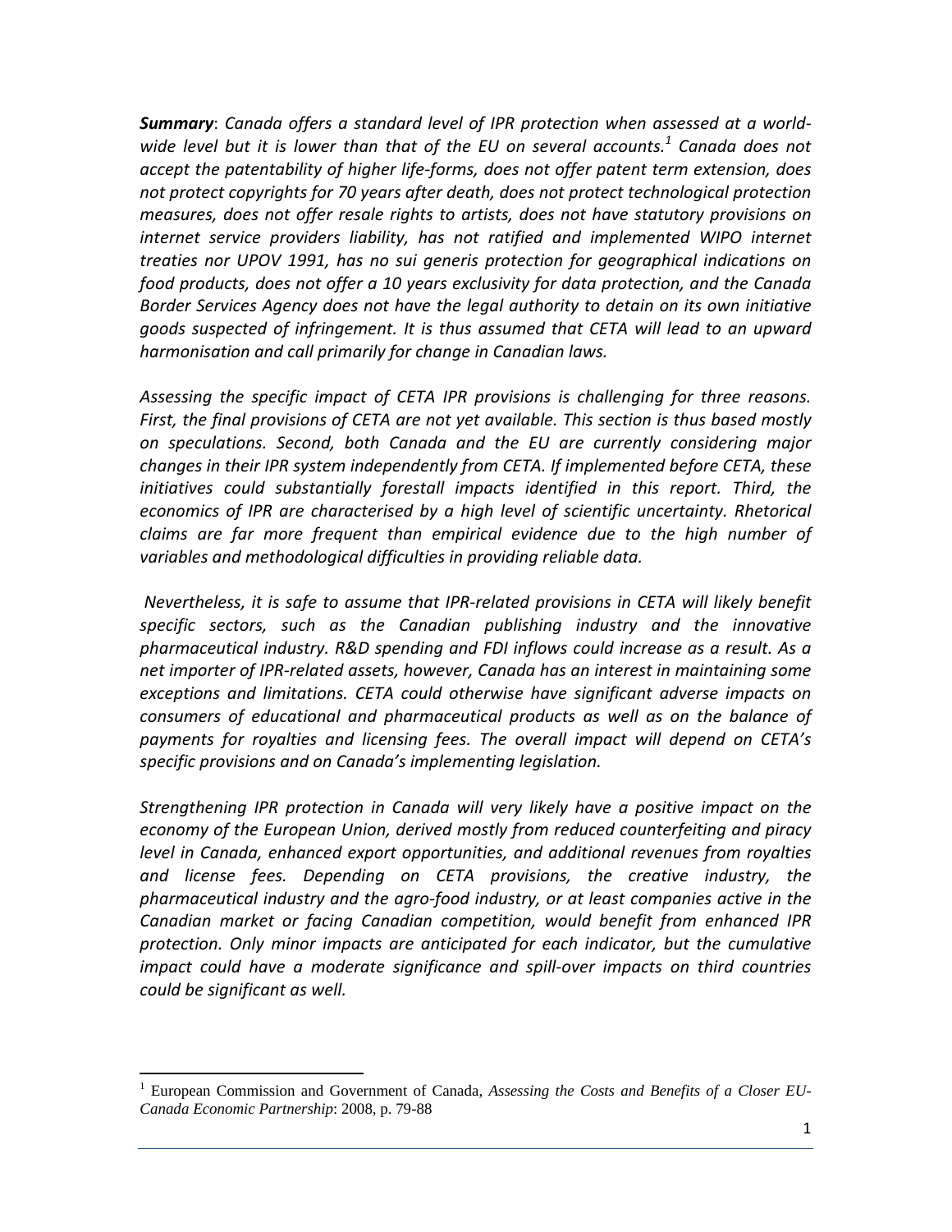***Summary***: *Canada offers a standard level of IPR protection when assessed at a world-wide level but it is lower than that of the EU on several accounts.*[1] *Canada does not accept the patentability of higher life-forms, does not offer patent term extension, does not protect copyrights for 70 years after death, does not protect technological protection measures, does not offer resale rights to artists, does not have statutory provisions on internet service providers liability, has not ratified and implemented WIPO internet treaties nor UPOV 1991, has no sui generis protection for geographical indications on food products, does not offer a 10 years exclusivity for data protection, and the Canada Border Services Agency does not have the legal authority to detain on its own initiative goods suspected of infringement. It is thus assumed that CETA will lead to an upward harmonisation and call primarily for change in Canadian laws.*

*Assessing the specific impact of CETA IPR provisions is challenging for three reasons. First, the final provisions of CETA are not yet available. This section is thus based mostly on speculations. Second, both Canada and the EU are currently considering major changes in their IPR system independently from CETA. If implemented before CETA, these initiatives could substantially forestall impacts identified in this report. Third, the economics of IPR are characterised by a high level of scientific uncertainty. Rhetorical claims are far more frequent than empirical evidence due to the high number of variables and methodological difficulties in providing reliable data.*

*Nevertheless, it is safe to assume that IPR-related provisions in CETA will likely benefit specific sectors, such as the Canadian publishing industry and the innovative pharmaceutical industry. R&D spending and FDI inflows could increase as a result. As a net importer of IPR-related assets, however, Canada has an interest in maintaining some exceptions and limitations. CETA could otherwise have significant adverse impacts on consumers of educational and pharmaceutical products as well as on the balance of payments for royalties and licensing fees. The overall impact will depend on CETA's specific provisions and on Canada's implementing legislation.*

*Strengthening IPR protection in Canada will very likely have a positive impact on the economy of the European Union, derived mostly from reduced counterfeiting and piracy level in Canada, enhanced export opportunities, and additional revenues from royalties and license fees. Depending on CETA provisions, the creative industry, the pharmaceutical industry and the agro-food industry, or at least companies active in the Canadian market or facing Canadian competition, would benefit from enhanced IPR protection. Only minor impacts are anticipated for each indicator, but the cumulative impact could have a moderate significance and spill-over impacts on third countries could be significant as well.*

---

[1] European Commission and Government of Canada, *Assessing the Costs and Benefits of a Closer EU-Canada Economic Partnership*: 2008, p. 79-88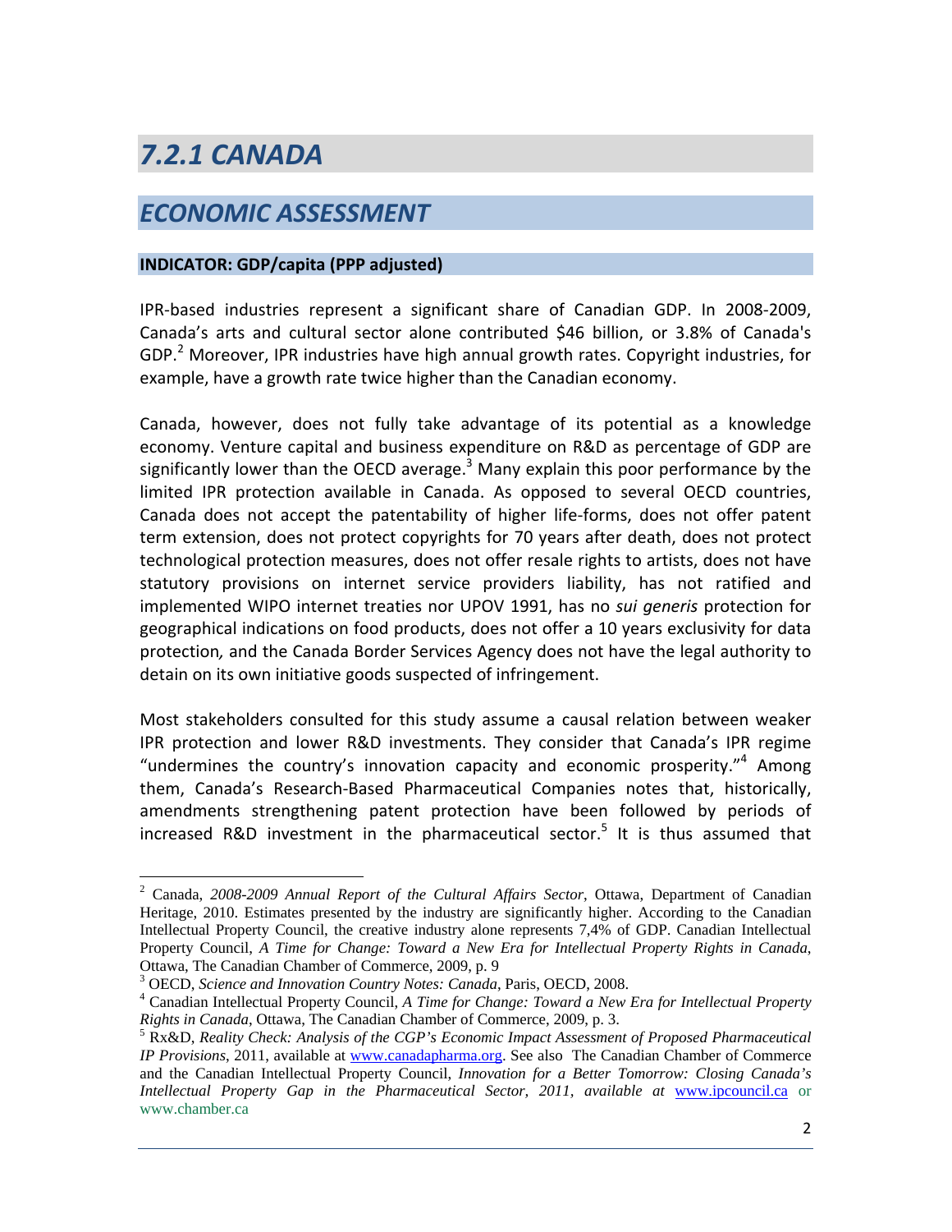# *7.2.1 CANADA*

## *ECONOMIC ASSESSMENT*

### INDICATOR: GDP/capita (PPP adjusted)

IPR-based industries represent a significant share of Canadian GDP. In 2008-2009, Canada's arts and cultural sector alone contributed $46 billion, or 3.8% of Canada's GDP.[2] Moreover, IPR industries have high annual growth rates. Copyright industries, for example, have a growth rate twice higher than the Canadian economy.

Canada, however, does not fully take advantage of its potential as a knowledge economy. Venture capital and business expenditure on R&D as percentage of GDP are significantly lower than the OECD average.[3] Many explain this poor performance by the limited IPR protection available in Canada. As opposed to several OECD countries, Canada does not accept the patentability of higher life-forms, does not offer patent term extension, does not protect copyrights for 70 years after death, does not protect technological protection measures, does not offer resale rights to artists, does not have statutory provisions on internet service providers liability, has not ratified and implemented WIPO internet treaties nor UPOV 1991, has no *sui generis* protection for geographical indications on food products, does not offer a 10 years exclusivity for data protection*,* and the Canada Border Services Agency does not have the legal authority to detain on its own initiative goods suspected of infringement.

Most stakeholders consulted for this study assume a causal relation between weaker IPR protection and lower R&D investments. They consider that Canada's IPR regime "undermines the country's innovation capacity and economic prosperity."[4] Among them, Canada's Research-Based Pharmaceutical Companies notes that, historically, amendments strengthening patent protection have been followed by periods of increased R&D investment in the pharmaceutical sector.[5] It is thus assumed that

---

[2] Canada, *2008-2009 Annual Report of the Cultural Affairs Sector*, Ottawa, Department of Canadian Heritage, 2010. Estimates presented by the industry are significantly higher. According to the Canadian Intellectual Property Council, the creative industry alone represents 7,4% of GDP. Canadian Intellectual Property Council, *A Time for Change: Toward a New Era for Intellectual Property Rights in Canada*, Ottawa, The Canadian Chamber of Commerce, 2009, p. 9

[3] OECD, *Science and Innovation Country Notes: Canada*, Paris, OECD, 2008.

[4] Canadian Intellectual Property Council, *A Time for Change: Toward a New Era for Intellectual Property Rights in Canada*, Ottawa, The Canadian Chamber of Commerce, 2009, p. 3.

[5] Rx&D, *Reality Check: Analysis of the CGP's Economic Impact Assessment of Proposed Pharmaceutical IP Provisions*, 2011, available at www.canadapharma.org. See also The Canadian Chamber of Commerce and the Canadian Intellectual Property Council, *Innovation for a Better Tomorrow: Closing Canada's Intellectual Property Gap in the Pharmaceutical Sector, 2011, available at* www.ipcouncil.ca or www.chamber.ca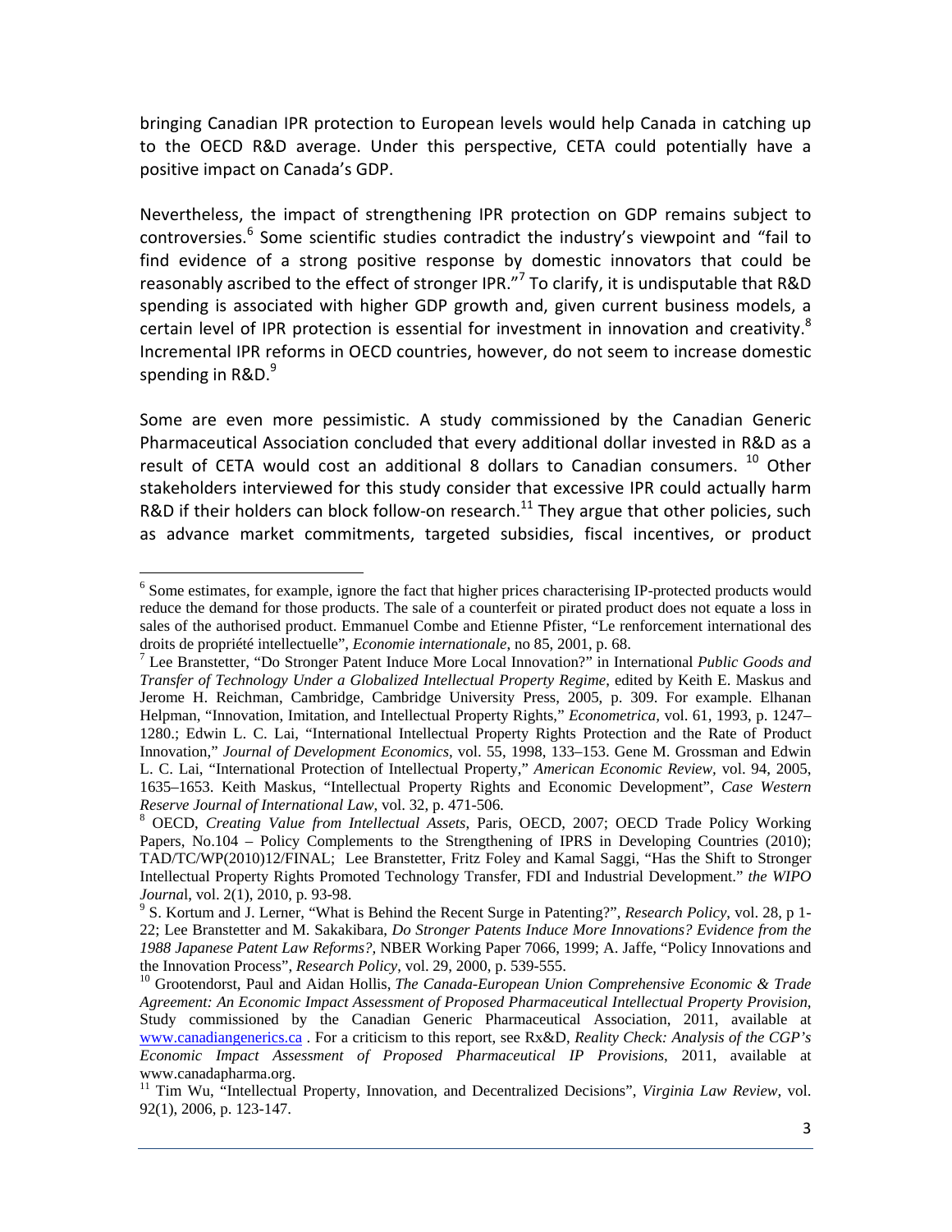bringing Canadian IPR protection to European levels would help Canada in catching up to the OECD R&D average. Under this perspective, CETA could potentially have a positive impact on Canada's GDP.

Nevertheless, the impact of strengthening IPR protection on GDP remains subject to controversies.[6] Some scientific studies contradict the industry's viewpoint and "fail to find evidence of a strong positive response by domestic innovators that could be reasonably ascribed to the effect of stronger IPR."[7] To clarify, it is undisputable that R&D spending is associated with higher GDP growth and, given current business models, a certain level of IPR protection is essential for investment in innovation and creativity.[8] Incremental IPR reforms in OECD countries, however, do not seem to increase domestic spending in R&D.[9]

Some are even more pessimistic. A study commissioned by the Canadian Generic Pharmaceutical Association concluded that every additional dollar invested in R&D as a result of CETA would cost an additional 8 dollars to Canadian consumers. [10] Other stakeholders interviewed for this study consider that excessive IPR could actually harm R&D if their holders can block follow-on research.[11] They argue that other policies, such as advance market commitments, targeted subsidies, fiscal incentives, or product

---

[6] Some estimates, for example, ignore the fact that higher prices characterising IP-protected products would reduce the demand for those products. The sale of a counterfeit or pirated product does not equate a loss in sales of the authorised product. Emmanuel Combe and Etienne Pfister, "Le renforcement international des droits de propriété intellectuelle", *Economie internationale*, no 85, 2001, p. 68.

[7] Lee Branstetter, "Do Stronger Patent Induce More Local Innovation?" in International *Public Goods and Transfer of Technology Under a Globalized Intellectual Property Regime*, edited by Keith E. Maskus and Jerome H. Reichman, Cambridge, Cambridge University Press, 2005, p. 309. For example. Elhanan Helpman, "Innovation, Imitation, and Intellectual Property Rights," *Econometrica*, vol. 61, 1993, p. 1247–1280.; Edwin L. C. Lai, "International Intellectual Property Rights Protection and the Rate of Product Innovation," *Journal of Development Economics*, vol. 55, 1998, 133–153. Gene M. Grossman and Edwin L. C. Lai, "International Protection of Intellectual Property," *American Economic Review*, vol. 94, 2005, 1635–1653. Keith Maskus, "Intellectual Property Rights and Economic Development", *Case Western Reserve Journal of International Law*, vol. 32, p. 471-506.

[8] OECD, *Creating Value from Intellectual Assets*, Paris, OECD, 2007; OECD Trade Policy Working Papers, No.104 – Policy Complements to the Strengthening of IPRS in Developing Countries (2010); TAD/TC/WP(2010)12/FINAL; Lee Branstetter, Fritz Foley and Kamal Saggi, "Has the Shift to Stronger Intellectual Property Rights Promoted Technology Transfer, FDI and Industrial Development." *the WIPO Journa*l, vol. 2(1), 2010, p. 93-98.

[9] S. Kortum and J. Lerner, "What is Behind the Recent Surge in Patenting?", *Research Policy*, vol. 28, p 1-22; Lee Branstetter and M. Sakakibara, *Do Stronger Patents Induce More Innovations? Evidence from the 1988 Japanese Patent Law Reforms?*, NBER Working Paper 7066, 1999; A. Jaffe, "Policy Innovations and the Innovation Process", *Research Policy*, vol. 29, 2000, p. 539-555.

[10] Grootendorst, Paul and Aidan Hollis, *The Canada-European Union Comprehensive Economic & Trade Agreement: An Economic Impact Assessment of Proposed Pharmaceutical Intellectual Property Provision*, Study commissioned by the Canadian Generic Pharmaceutical Association, 2011, available at www.canadiangenerics.ca . For a criticism to this report, see Rx&D, *Reality Check: Analysis of the CGP's Economic Impact Assessment of Proposed Pharmaceutical IP Provisions*, 2011, available at www.canadapharma.org.

[11] Tim Wu, "Intellectual Property, Innovation, and Decentralized Decisions", *Virginia Law Review*, vol. 92(1), 2006, p. 123-147.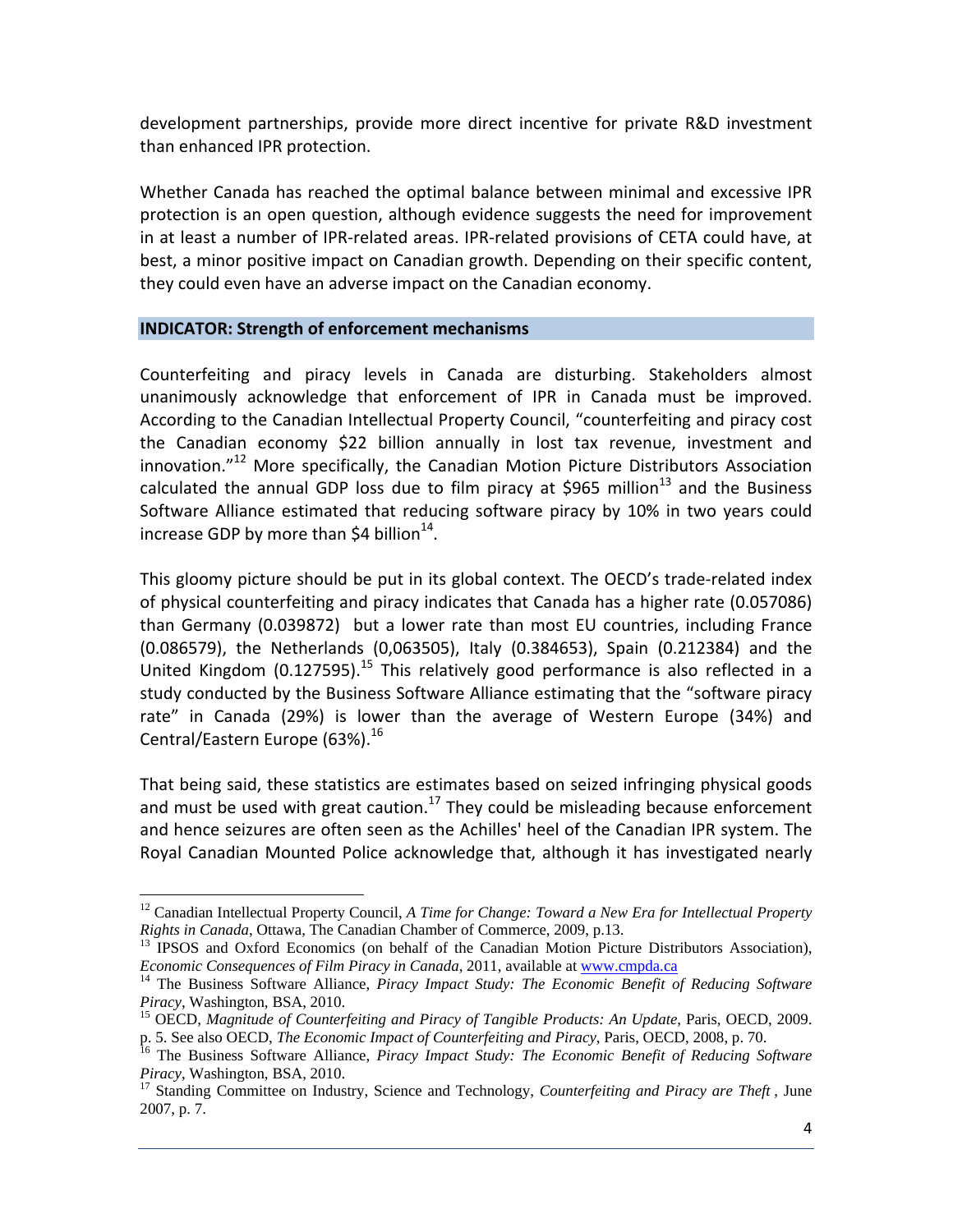development partnerships, provide more direct incentive for private R&D investment than enhanced IPR protection.

Whether Canada has reached the optimal balance between minimal and excessive IPR protection is an open question, although evidence suggests the need for improvement in at least a number of IPR-related areas. IPR-related provisions of CETA could have, at best, a minor positive impact on Canadian growth. Depending on their specific content, they could even have an adverse impact on the Canadian economy.

### INDICATOR: Strength of enforcement mechanisms

Counterfeiting and piracy levels in Canada are disturbing. Stakeholders almost unanimously acknowledge that enforcement of IPR in Canada must be improved. According to the Canadian Intellectual Property Council, "counterfeiting and piracy cost the Canadian economy $22 billion annually in lost tax revenue, investment and innovation."[12] More specifically, the Canadian Motion Picture Distributors Association calculated the annual GDP loss due to film piracy at $965 million[13] and the Business Software Alliance estimated that reducing software piracy by 10% in two years could increase GDP by more than $4 billion[14].

This gloomy picture should be put in its global context. The OECD's trade-related index of physical counterfeiting and piracy indicates that Canada has a higher rate (0.057086) than Germany (0.039872) but a lower rate than most EU countries, including France (0.086579), the Netherlands (0,063505), Italy (0.384653), Spain (0.212384) and the United Kingdom (0.127595).[15] This relatively good performance is also reflected in a study conducted by the Business Software Alliance estimating that the "software piracy rate" in Canada (29%) is lower than the average of Western Europe (34%) and Central/Eastern Europe (63%).[16]

That being said, these statistics are estimates based on seized infringing physical goods and must be used with great caution.[17] They could be misleading because enforcement and hence seizures are often seen as the Achilles' heel of the Canadian IPR system. The Royal Canadian Mounted Police acknowledge that, although it has investigated nearly

---

[12] Canadian Intellectual Property Council, *A Time for Change: Toward a New Era for Intellectual Property Rights in Canada*, Ottawa, The Canadian Chamber of Commerce, 2009, p.13.

[13] IPSOS and Oxford Economics (on behalf of the Canadian Motion Picture Distributors Association), *Economic Consequences of Film Piracy in Canada*, 2011, available at www.cmpda.ca

[14] The Business Software Alliance, *Piracy Impact Study: The Economic Benefit of Reducing Software Piracy*, Washington, BSA, 2010.

[15] OECD, *Magnitude of Counterfeiting and Piracy of Tangible Products: An Update*, Paris, OECD, 2009. p. 5. See also OECD, *The Economic Impact of Counterfeiting and Piracy*, Paris, OECD, 2008, p. 70.

[16] The Business Software Alliance, *Piracy Impact Study: The Economic Benefit of Reducing Software Piracy*, Washington, BSA, 2010.

[17] Standing Committee on Industry, Science and Technology, *Counterfeiting and Piracy are Theft* , June 2007, p. 7.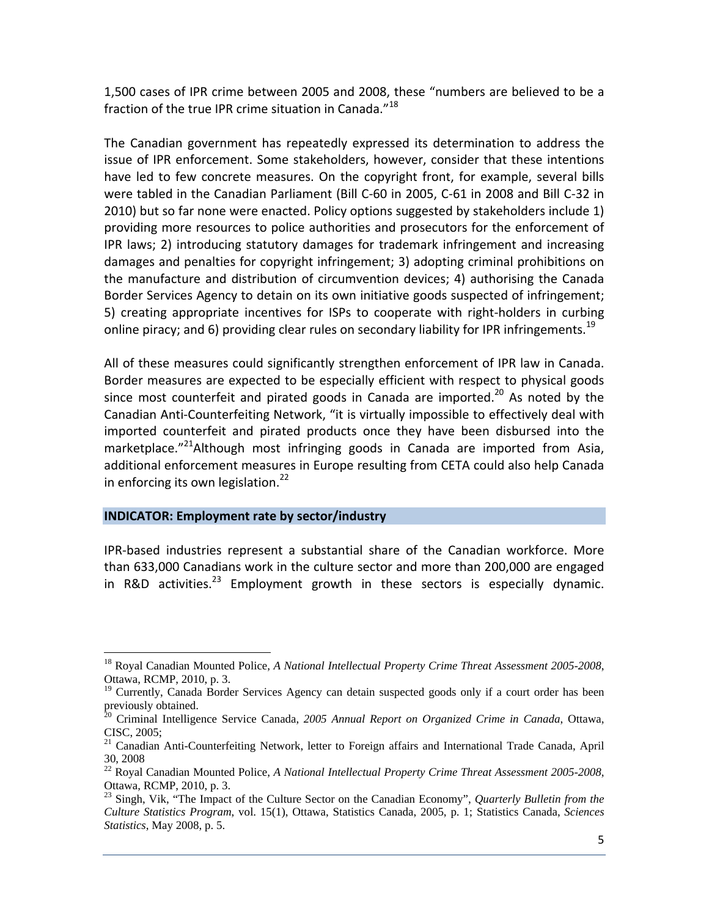1,500 cases of IPR crime between 2005 and 2008, these "numbers are believed to be a fraction of the true IPR crime situation in Canada."[18]

The Canadian government has repeatedly expressed its determination to address the issue of IPR enforcement. Some stakeholders, however, consider that these intentions have led to few concrete measures. On the copyright front, for example, several bills were tabled in the Canadian Parliament (Bill C-60 in 2005, C-61 in 2008 and Bill C-32 in 2010) but so far none were enacted. Policy options suggested by stakeholders include 1) providing more resources to police authorities and prosecutors for the enforcement of IPR laws; 2) introducing statutory damages for trademark infringement and increasing damages and penalties for copyright infringement; 3) adopting criminal prohibitions on the manufacture and distribution of circumvention devices; 4) authorising the Canada Border Services Agency to detain on its own initiative goods suspected of infringement; 5) creating appropriate incentives for ISPs to cooperate with right-holders in curbing online piracy; and 6) providing clear rules on secondary liability for IPR infringements.[19]

All of these measures could significantly strengthen enforcement of IPR law in Canada. Border measures are expected to be especially efficient with respect to physical goods since most counterfeit and pirated goods in Canada are imported.[20] As noted by the Canadian Anti-Counterfeiting Network, "it is virtually impossible to effectively deal with imported counterfeit and pirated products once they have been disbursed into the marketplace."[21] Although most infringing goods in Canada are imported from Asia, additional enforcement measures in Europe resulting from CETA could also help Canada in enforcing its own legislation.[22]

**INDICATOR: Employment rate by sector/industry**

IPR-based industries represent a substantial share of the Canadian workforce. More than 633,000 Canadians work in the culture sector and more than 200,000 are engaged in R&D activities.[23] Employment growth in these sectors is especially dynamic.

---

[18] Royal Canadian Mounted Police, *A National Intellectual Property Crime Threat Assessment 2005-2008*, Ottawa, RCMP, 2010, p. 3.

[19] Currently, Canada Border Services Agency can detain suspected goods only if a court order has been previously obtained.

[20] Criminal Intelligence Service Canada, *2005 Annual Report on Organized Crime in Canada*, Ottawa, CISC, 2005;

[21] Canadian Anti-Counterfeiting Network, letter to Foreign affairs and International Trade Canada, April 30, 2008

[22] Royal Canadian Mounted Police, *A National Intellectual Property Crime Threat Assessment 2005-2008*, Ottawa, RCMP, 2010, p. 3.

[23] Singh, Vik, "The Impact of the Culture Sector on the Canadian Economy", *Quarterly Bulletin from the Culture Statistics Program*, vol. 15(1), Ottawa, Statistics Canada, 2005, p. 1; Statistics Canada, *Sciences Statistics*, May 2008, p. 5.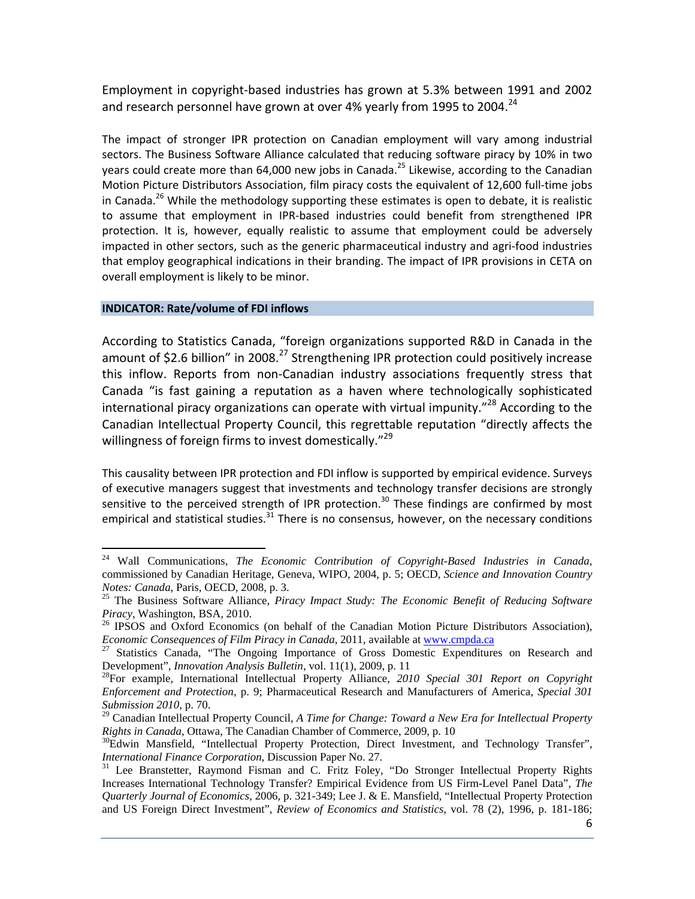Employment in copyright-based industries has grown at 5.3% between 1991 and 2002 and research personnel have grown at over 4% yearly from 1995 to 2004.[24]

The impact of stronger IPR protection on Canadian employment will vary among industrial sectors. The Business Software Alliance calculated that reducing software piracy by 10% in two years could create more than 64,000 new jobs in Canada.[25] Likewise, according to the Canadian Motion Picture Distributors Association, film piracy costs the equivalent of 12,600 full-time jobs in Canada.[26] While the methodology supporting these estimates is open to debate, it is realistic to assume that employment in IPR-based industries could benefit from strengthened IPR protection. It is, however, equally realistic to assume that employment could be adversely impacted in other sectors, such as the generic pharmaceutical industry and agri-food industries that employ geographical indications in their branding. The impact of IPR provisions in CETA on overall employment is likely to be minor.

**INDICATOR: Rate/volume of FDI inflows**

According to Statistics Canada, "foreign organizations supported R&D in Canada in the amount of $2.6 billion" in 2008.[27] Strengthening IPR protection could positively increase this inflow. Reports from non-Canadian industry associations frequently stress that Canada "is fast gaining a reputation as a haven where technologically sophisticated international piracy organizations can operate with virtual impunity."[28] According to the Canadian Intellectual Property Council, this regrettable reputation "directly affects the willingness of foreign firms to invest domestically."[29]

This causality between IPR protection and FDI inflow is supported by empirical evidence. Surveys of executive managers suggest that investments and technology transfer decisions are strongly sensitive to the perceived strength of IPR protection.[30] These findings are confirmed by most empirical and statistical studies.[31] There is no consensus, however, on the necessary conditions

---

[24] Wall Communications, *The Economic Contribution of Copyright-Based Industries in Canada*, commissioned by Canadian Heritage, Geneva, WIPO, 2004, p. 5; OECD, *Science and Innovation Country Notes: Canada*, Paris, OECD, 2008, p. 3.

[25] The Business Software Alliance, *Piracy Impact Study: The Economic Benefit of Reducing Software Piracy*, Washington, BSA, 2010.

[26] IPSOS and Oxford Economics (on behalf of the Canadian Motion Picture Distributors Association), *Economic Consequences of Film Piracy in Canada*, 2011, available at www.cmpda.ca

[27] Statistics Canada, "The Ongoing Importance of Gross Domestic Expenditures on Research and Development", *Innovation Analysis Bulletin*, vol. 11(1), 2009, p. 11

[28] For example, International Intellectual Property Alliance, *2010 Special 301 Report on Copyright Enforcement and Protection*, p. 9; Pharmaceutical Research and Manufacturers of America, *Special 301 Submission 2010*, p. 70.

[29] Canadian Intellectual Property Council, *A Time for Change: Toward a New Era for Intellectual Property Rights in Canada*, Ottawa, The Canadian Chamber of Commerce, 2009, p. 10

[30] Edwin Mansfield, "Intellectual Property Protection, Direct Investment, and Technology Transfer", *International Finance Corporation*, Discussion Paper No. 27.

[31] Lee Branstetter, Raymond Fisman and C. Fritz Foley, "Do Stronger Intellectual Property Rights Increases International Technology Transfer? Empirical Evidence from US Firm-Level Panel Data", *The Quarterly Journal of Economics*, 2006, p. 321-349; Lee J. & E. Mansfield, "Intellectual Property Protection and US Foreign Direct Investment", *Review of Economics and Statistics*, vol. 78 (2), 1996, p. 181-186;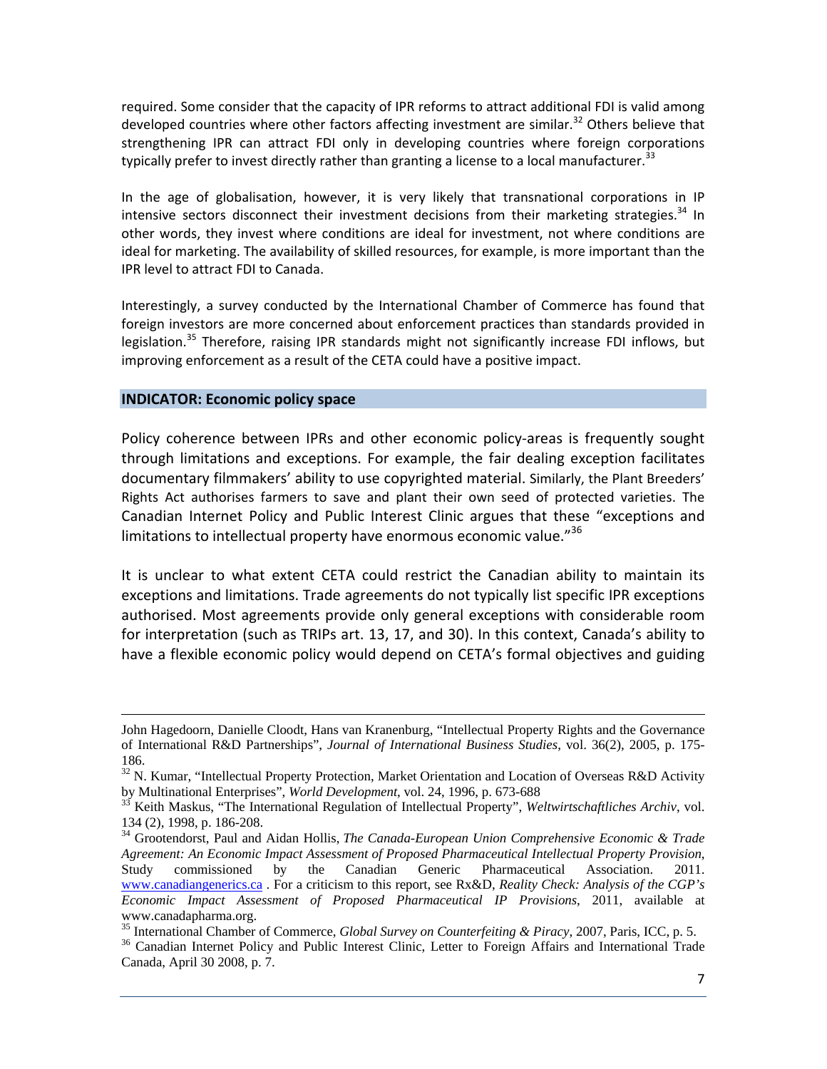required. Some consider that the capacity of IPR reforms to attract additional FDI is valid among developed countries where other factors affecting investment are similar.[32] Others believe that strengthening IPR can attract FDI only in developing countries where foreign corporations typically prefer to invest directly rather than granting a license to a local manufacturer.[33]

In the age of globalisation, however, it is very likely that transnational corporations in IP intensive sectors disconnect their investment decisions from their marketing strategies.[34] In other words, they invest where conditions are ideal for investment, not where conditions are ideal for marketing. The availability of skilled resources, for example, is more important than the IPR level to attract FDI to Canada.

Interestingly, a survey conducted by the International Chamber of Commerce has found that foreign investors are more concerned about enforcement practices than standards provided in legislation.[35] Therefore, raising IPR standards might not significantly increase FDI inflows, but improving enforcement as a result of the CETA could have a positive impact.

### INDICATOR: Economic policy space

Policy coherence between IPRs and other economic policy-areas is frequently sought through limitations and exceptions. For example, the fair dealing exception facilitates documentary filmmakers' ability to use copyrighted material. Similarly, the Plant Breeders' Rights Act authorises farmers to save and plant their own seed of protected varieties. The Canadian Internet Policy and Public Interest Clinic argues that these "exceptions and limitations to intellectual property have enormous economic value."[36]

It is unclear to what extent CETA could restrict the Canadian ability to maintain its exceptions and limitations. Trade agreements do not typically list specific IPR exceptions authorised. Most agreements provide only general exceptions with considerable room for interpretation (such as TRIPs art. 13, 17, and 30). In this context, Canada's ability to have a flexible economic policy would depend on CETA's formal objectives and guiding

---

John Hagedoorn, Danielle Cloodt, Hans van Kranenburg, "Intellectual Property Rights and the Governance of International R&D Partnerships", *Journal of International Business Studies*, vol. 36(2), 2005, p. 175-186.

[32] N. Kumar, "Intellectual Property Protection, Market Orientation and Location of Overseas R&D Activity by Multinational Enterprises", *World Development*, vol. 24, 1996, p. 673-688

[33] Keith Maskus, "The International Regulation of Intellectual Property", *Weltwirtschaftliches Archiv*, vol. 134 (2), 1998, p. 186-208.

[34] Grootendorst, Paul and Aidan Hollis, *The Canada-European Union Comprehensive Economic & Trade Agreement: An Economic Impact Assessment of Proposed Pharmaceutical Intellectual Property Provision*, Study commissioned by the Canadian Generic Pharmaceutical Association. 2011. www.canadiangenerics.ca . For a criticism to this report, see Rx&D, *Reality Check: Analysis of the CGP's Economic Impact Assessment of Proposed Pharmaceutical IP Provisions*, 2011, available at www.canadapharma.org.

[35] International Chamber of Commerce, *Global Survey on Counterfeiting & Piracy*, 2007, Paris, ICC, p. 5.

[36] Canadian Internet Policy and Public Interest Clinic, Letter to Foreign Affairs and International Trade Canada, April 30 2008, p. 7.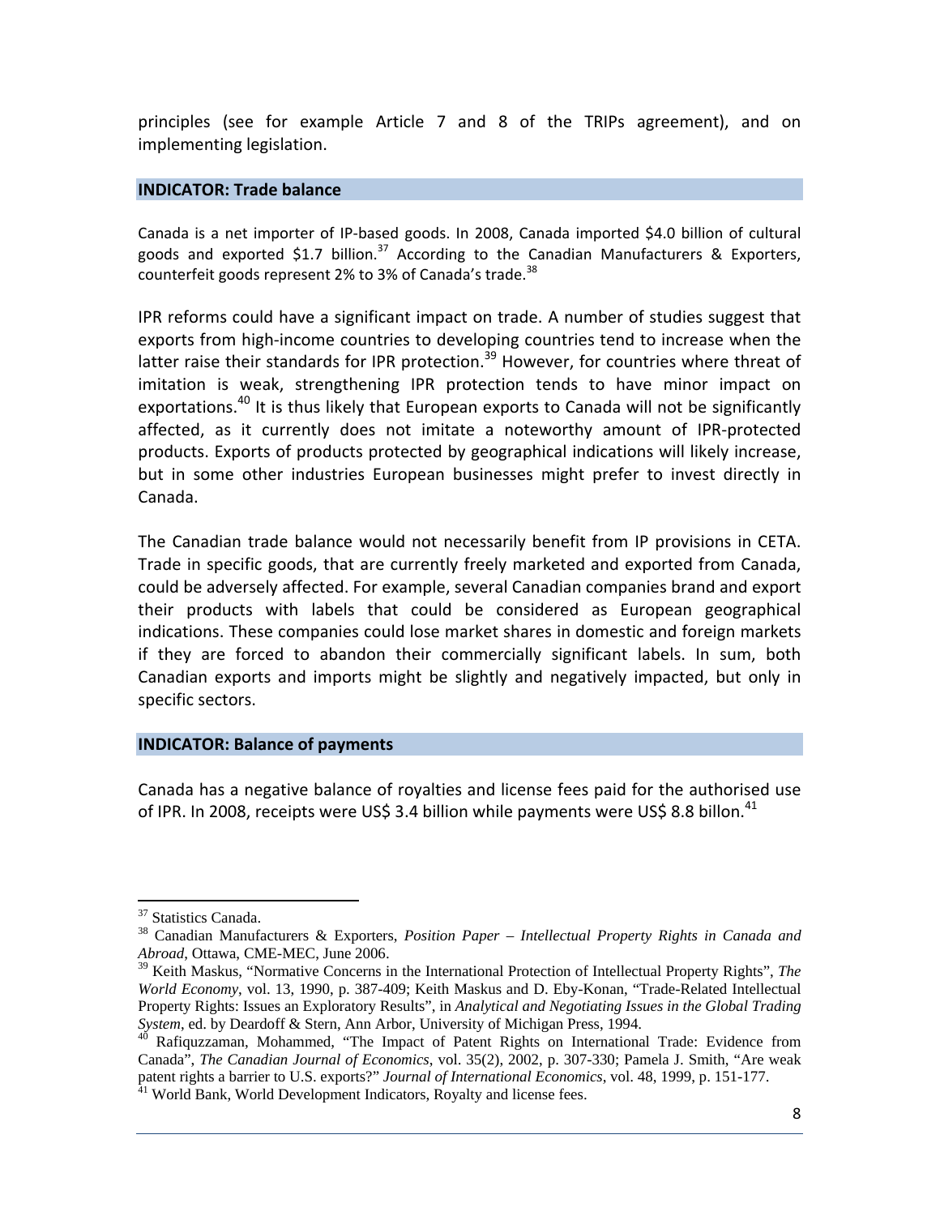principles (see for example Article 7 and 8 of the TRIPs agreement), and on implementing legislation.

### INDICATOR: Trade balance

Canada is a net importer of IP-based goods. In 2008, Canada imported \$4.0 billion of cultural goods and exported \$1.7 billion.[37] According to the Canadian Manufacturers & Exporters, counterfeit goods represent 2% to 3% of Canada's trade.[38]

IPR reforms could have a significant impact on trade. A number of studies suggest that exports from high-income countries to developing countries tend to increase when the latter raise their standards for IPR protection.[39] However, for countries where threat of imitation is weak, strengthening IPR protection tends to have minor impact on exportations.[40] It is thus likely that European exports to Canada will not be significantly affected, as it currently does not imitate a noteworthy amount of IPR-protected products. Exports of products protected by geographical indications will likely increase, but in some other industries European businesses might prefer to invest directly in Canada.

The Canadian trade balance would not necessarily benefit from IP provisions in CETA. Trade in specific goods, that are currently freely marketed and exported from Canada, could be adversely affected. For example, several Canadian companies brand and export their products with labels that could be considered as European geographical indications. These companies could lose market shares in domestic and foreign markets if they are forced to abandon their commercially significant labels. In sum, both Canadian exports and imports might be slightly and negatively impacted, but only in specific sectors.

### INDICATOR: Balance of payments

Canada has a negative balance of royalties and license fees paid for the authorised use of IPR. In 2008, receipts were US\$ 3.4 billion while payments were US\$ 8.8 billon.[41]

---

[37] Statistics Canada.

[38] Canadian Manufacturers & Exporters, *Position Paper – Intellectual Property Rights in Canada and Abroad*, Ottawa, CME-MEC, June 2006.

[39] Keith Maskus, "Normative Concerns in the International Protection of Intellectual Property Rights", *The World Economy*, vol. 13, 1990, p. 387-409; Keith Maskus and D. Eby-Konan, "Trade-Related Intellectual Property Rights: Issues an Exploratory Results", in *Analytical and Negotiating Issues in the Global Trading System*, ed. by Deardoff & Stern, Ann Arbor, University of Michigan Press, 1994.

[40] Rafiquzzaman, Mohammed, "The Impact of Patent Rights on International Trade: Evidence from Canada", *The Canadian Journal of Economics*, vol. 35(2), 2002, p. 307-330; Pamela J. Smith, "Are weak patent rights a barrier to U.S. exports?" *Journal of International Economics*, vol. 48, 1999, p. 151-177.

[41] World Bank, World Development Indicators, Royalty and license fees.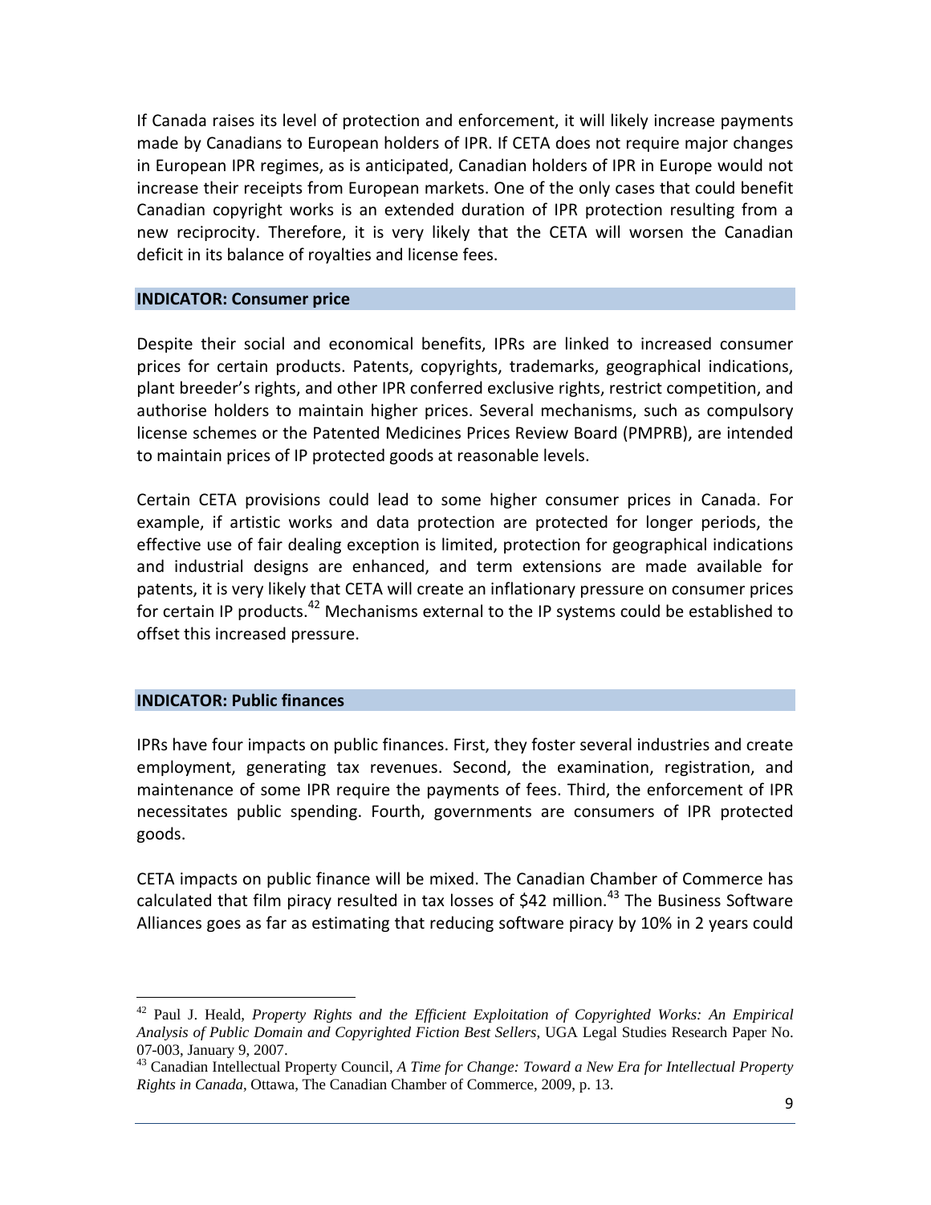If Canada raises its level of protection and enforcement, it will likely increase payments made by Canadians to European holders of IPR. If CETA does not require major changes in European IPR regimes, as is anticipated, Canadian holders of IPR in Europe would not increase their receipts from European markets. One of the only cases that could benefit Canadian copyright works is an extended duration of IPR protection resulting from a new reciprocity. Therefore, it is very likely that the CETA will worsen the Canadian deficit in its balance of royalties and license fees.

### INDICATOR: Consumer price

Despite their social and economical benefits, IPRs are linked to increased consumer prices for certain products. Patents, copyrights, trademarks, geographical indications, plant breeder's rights, and other IPR conferred exclusive rights, restrict competition, and authorise holders to maintain higher prices. Several mechanisms, such as compulsory license schemes or the Patented Medicines Prices Review Board (PMPRB), are intended to maintain prices of IP protected goods at reasonable levels.

Certain CETA provisions could lead to some higher consumer prices in Canada. For example, if artistic works and data protection are protected for longer periods, the effective use of fair dealing exception is limited, protection for geographical indications and industrial designs are enhanced, and term extensions are made available for patents, it is very likely that CETA will create an inflationary pressure on consumer prices for certain IP products.[42] Mechanisms external to the IP systems could be established to offset this increased pressure.

### INDICATOR: Public finances

IPRs have four impacts on public finances. First, they foster several industries and create employment, generating tax revenues. Second, the examination, registration, and maintenance of some IPR require the payments of fees. Third, the enforcement of IPR necessitates public spending. Fourth, governments are consumers of IPR protected goods.

CETA impacts on public finance will be mixed. The Canadian Chamber of Commerce has calculated that film piracy resulted in tax losses of $42 million.[43] The Business Software Alliances goes as far as estimating that reducing software piracy by 10% in 2 years could

---

[42] Paul J. Heald, *Property Rights and the Efficient Exploitation of Copyrighted Works: An Empirical Analysis of Public Domain and Copyrighted Fiction Best Sellers*, UGA Legal Studies Research Paper No. 07-003, January 9, 2007.

[43] Canadian Intellectual Property Council, *A Time for Change: Toward a New Era for Intellectual Property Rights in Canada*, Ottawa, The Canadian Chamber of Commerce, 2009, p. 13.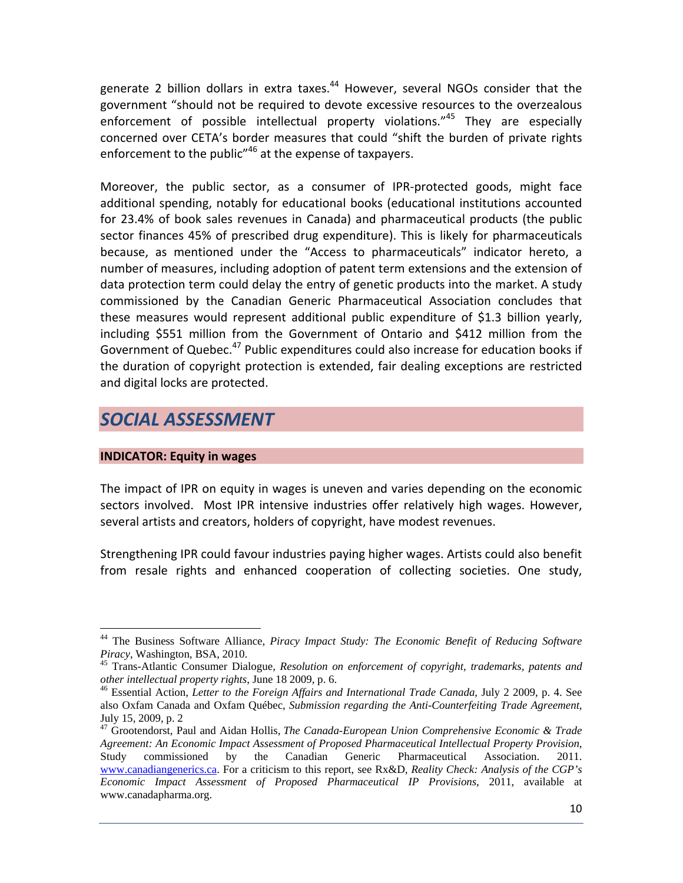generate 2 billion dollars in extra taxes.[44] However, several NGOs consider that the government "should not be required to devote excessive resources to the overzealous enforcement of possible intellectual property violations."[45] They are especially concerned over CETA's border measures that could "shift the burden of private rights enforcement to the public"[46] at the expense of taxpayers.

Moreover, the public sector, as a consumer of IPR-protected goods, might face additional spending, notably for educational books (educational institutions accounted for 23.4% of book sales revenues in Canada) and pharmaceutical products (the public sector finances 45% of prescribed drug expenditure). This is likely for pharmaceuticals because, as mentioned under the "Access to pharmaceuticals" indicator hereto, a number of measures, including adoption of patent term extensions and the extension of data protection term could delay the entry of genetic products into the market. A study commissioned by the Canadian Generic Pharmaceutical Association concludes that these measures would represent additional public expenditure of $1.3 billion yearly, including $551 million from the Government of Ontario and $412 million from the Government of Quebec.[47] Public expenditures could also increase for education books if the duration of copyright protection is extended, fair dealing exceptions are restricted and digital locks are protected.

# *SOCIAL ASSESSMENT*

### INDICATOR: Equity in wages

The impact of IPR on equity in wages is uneven and varies depending on the economic sectors involved. Most IPR intensive industries offer relatively high wages. However, several artists and creators, holders of copyright, have modest revenues.

Strengthening IPR could favour industries paying higher wages. Artists could also benefit from resale rights and enhanced cooperation of collecting societies. One study,

---

[44] The Business Software Alliance, *Piracy Impact Study: The Economic Benefit of Reducing Software Piracy*, Washington, BSA, 2010.

[45] Trans-Atlantic Consumer Dialogue, *Resolution on enforcement of copyright, trademarks, patents and other intellectual property rights*, June 18 2009, p. 6.

[46] Essential Action, *Letter to the Foreign Affairs and International Trade Canada*, July 2 2009, p. 4. See also Oxfam Canada and Oxfam Québec, *Submission regarding the Anti-Counterfeiting Trade Agreement*, July 15, 2009, p. 2

[47] Grootendorst, Paul and Aidan Hollis, *The Canada-European Union Comprehensive Economic & Trade Agreement: An Economic Impact Assessment of Proposed Pharmaceutical Intellectual Property Provision*, Study commissioned by the Canadian Generic Pharmaceutical Association. 2011. www.canadiangenerics.ca. For a criticism to this report, see Rx&D, *Reality Check: Analysis of the CGP's Economic Impact Assessment of Proposed Pharmaceutical IP Provisions*, 2011, available at www.canadapharma.org.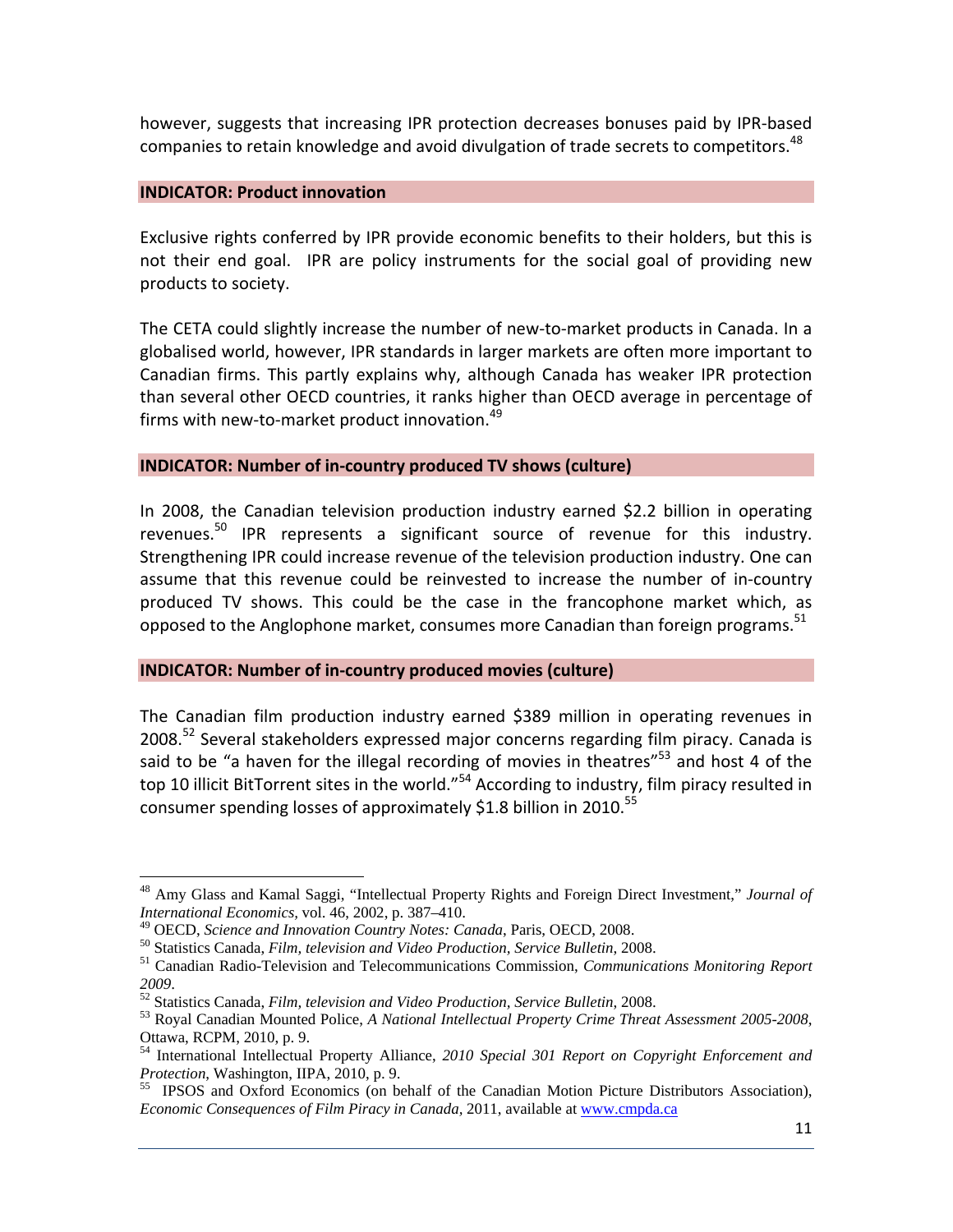however, suggests that increasing IPR protection decreases bonuses paid by IPR-based companies to retain knowledge and avoid divulgation of trade secrets to competitors.[48]

**INDICATOR: Product innovation**

Exclusive rights conferred by IPR provide economic benefits to their holders, but this is not their end goal. IPR are policy instruments for the social goal of providing new products to society.

The CETA could slightly increase the number of new-to-market products in Canada. In a globalised world, however, IPR standards in larger markets are often more important to Canadian firms. This partly explains why, although Canada has weaker IPR protection than several other OECD countries, it ranks higher than OECD average in percentage of firms with new-to-market product innovation.[49]

**INDICATOR: Number of in-country produced TV shows (culture)**

In 2008, the Canadian television production industry earned $2.2 billion in operating revenues.[50] IPR represents a significant source of revenue for this industry. Strengthening IPR could increase revenue of the television production industry. One can assume that this revenue could be reinvested to increase the number of in-country produced TV shows. This could be the case in the francophone market which, as opposed to the Anglophone market, consumes more Canadian than foreign programs.[51]

**INDICATOR: Number of in-country produced movies (culture)**

The Canadian film production industry earned $389 million in operating revenues in 2008.[52] Several stakeholders expressed major concerns regarding film piracy. Canada is said to be "a haven for the illegal recording of movies in theatres"[53] and host 4 of the top 10 illicit BitTorrent sites in the world."[54] According to industry, film piracy resulted in consumer spending losses of approximately $1.8 billion in 2010.[55]

---

[48] Amy Glass and Kamal Saggi, "Intellectual Property Rights and Foreign Direct Investment," *Journal of International Economics*, vol. 46, 2002, p. 387–410.

[49] OECD, *Science and Innovation Country Notes: Canada*, Paris, OECD, 2008.

[50] Statistics Canada, *Film, television and Video Production, Service Bulletin*, 2008.

[51] Canadian Radio-Television and Telecommunications Commission, *Communications Monitoring Report 2009*.

[52] Statistics Canada, *Film, television and Video Production, Service Bulletin*, 2008.

[53] Royal Canadian Mounted Police, *A National Intellectual Property Crime Threat Assessment 2005-2008*, Ottawa, RCPM, 2010, p. 9.

[54] International Intellectual Property Alliance, *2010 Special 301 Report on Copyright Enforcement and Protection*, Washington, IIPA, 2010, p. 9.

[55] IPSOS and Oxford Economics (on behalf of the Canadian Motion Picture Distributors Association), *Economic Consequences of Film Piracy in Canada*, 2011, available at www.cmpda.ca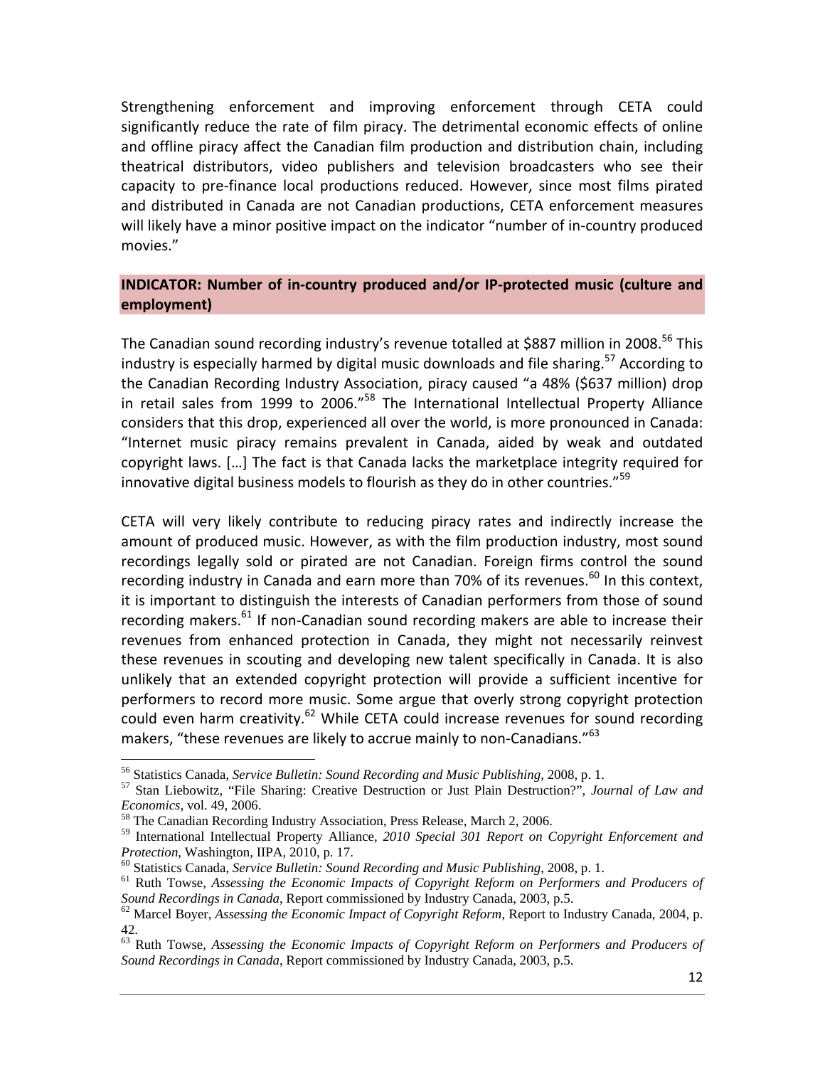Strengthening enforcement and improving enforcement through CETA could significantly reduce the rate of film piracy. The detrimental economic effects of online and offline piracy affect the Canadian film production and distribution chain, including theatrical distributors, video publishers and television broadcasters who see their capacity to pre-finance local productions reduced. However, since most films pirated and distributed in Canada are not Canadian productions, CETA enforcement measures will likely have a minor positive impact on the indicator "number of in-country produced movies."

**INDICATOR: Number of in-country produced and/or IP-protected music (culture and employment)**

The Canadian sound recording industry's revenue totalled at $887 million in 2008.[56] This industry is especially harmed by digital music downloads and file sharing.[57] According to the Canadian Recording Industry Association, piracy caused "a 48% ($637 million) drop in retail sales from 1999 to 2006."[58] The International Intellectual Property Alliance considers that this drop, experienced all over the world, is more pronounced in Canada: "Internet music piracy remains prevalent in Canada, aided by weak and outdated copyright laws. […] The fact is that Canada lacks the marketplace integrity required for innovative digital business models to flourish as they do in other countries."[59]

CETA will very likely contribute to reducing piracy rates and indirectly increase the amount of produced music. However, as with the film production industry, most sound recordings legally sold or pirated are not Canadian. Foreign firms control the sound recording industry in Canada and earn more than 70% of its revenues.[60] In this context, it is important to distinguish the interests of Canadian performers from those of sound recording makers.[61] If non-Canadian sound recording makers are able to increase their revenues from enhanced protection in Canada, they might not necessarily reinvest these revenues in scouting and developing new talent specifically in Canada. It is also unlikely that an extended copyright protection will provide a sufficient incentive for performers to record more music. Some argue that overly strong copyright protection could even harm creativity.[62] While CETA could increase revenues for sound recording makers, "these revenues are likely to accrue mainly to non-Canadians."[63]

---

[56] Statistics Canada, *Service Bulletin: Sound Recording and Music Publishing*, 2008, p. 1.

[57] Stan Liebowitz, "File Sharing: Creative Destruction or Just Plain Destruction?", *Journal of Law and Economics*, vol. 49, 2006.

[58] The Canadian Recording Industry Association, Press Release, March 2, 2006.

[59] International Intellectual Property Alliance, *2010 Special 301 Report on Copyright Enforcement and Protection*, Washington, IIPA, 2010, p. 17.

[60] Statistics Canada, *Service Bulletin: Sound Recording and Music Publishing*, 2008, p. 1.

[61] Ruth Towse, *Assessing the Economic Impacts of Copyright Reform on Performers and Producers of Sound Recordings in Canada*, Report commissioned by Industry Canada, 2003, p.5.

[62] Marcel Boyer, *Assessing the Economic Impact of Copyright Reform*, Report to Industry Canada, 2004, p. 42.

[63] Ruth Towse, *Assessing the Economic Impacts of Copyright Reform on Performers and Producers of Sound Recordings in Canada*, Report commissioned by Industry Canada, 2003, p.5.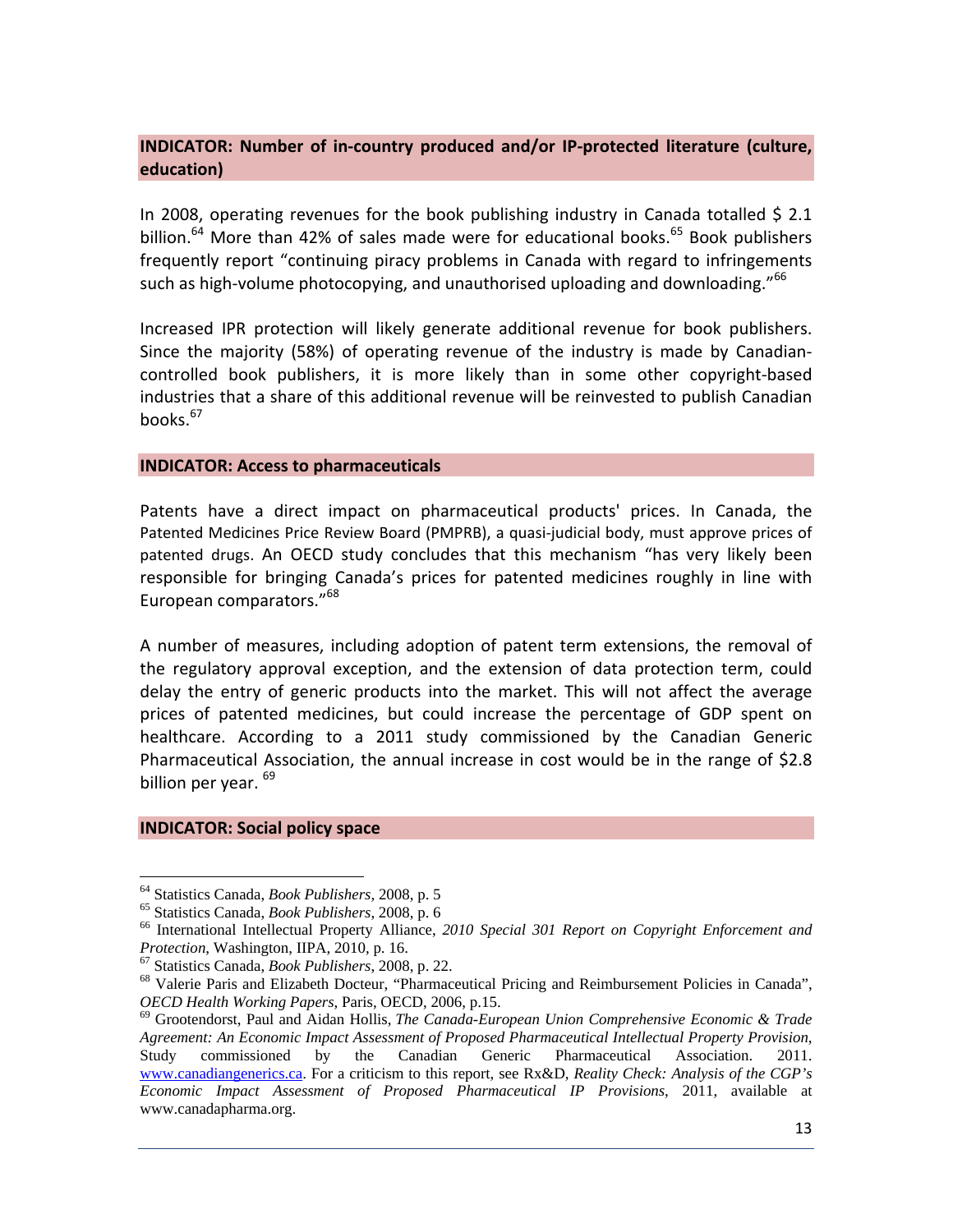**INDICATOR: Number of in-country produced and/or IP-protected literature (culture, education)**

In 2008, operating revenues for the book publishing industry in Canada totalled $ 2.1 billion.[64] More than 42% of sales made were for educational books.[65] Book publishers frequently report "continuing piracy problems in Canada with regard to infringements such as high-volume photocopying, and unauthorised uploading and downloading."[66]

Increased IPR protection will likely generate additional revenue for book publishers. Since the majority (58%) of operating revenue of the industry is made by Canadian-controlled book publishers, it is more likely than in some other copyright-based industries that a share of this additional revenue will be reinvested to publish Canadian books.[67]

**INDICATOR: Access to pharmaceuticals**

Patents have a direct impact on pharmaceutical products' prices. In Canada, the Patented Medicines Price Review Board (PMPRB), a quasi-judicial body, must approve prices of patented drugs. An OECD study concludes that this mechanism "has very likely been responsible for bringing Canada's prices for patented medicines roughly in line with European comparators."[68]

A number of measures, including adoption of patent term extensions, the removal of the regulatory approval exception, and the extension of data protection term, could delay the entry of generic products into the market. This will not affect the average prices of patented medicines, but could increase the percentage of GDP spent on healthcare. According to a 2011 study commissioned by the Canadian Generic Pharmaceutical Association, the annual increase in cost would be in the range of $2.8 billion per year. [69]

**INDICATOR: Social policy space**

---

[64] Statistics Canada, *Book Publishers*, 2008, p. 5

[65] Statistics Canada, *Book Publishers*, 2008, p. 6

[66] International Intellectual Property Alliance, *2010 Special 301 Report on Copyright Enforcement and Protection*, Washington, IIPA, 2010, p. 16.

[67] Statistics Canada, *Book Publishers*, 2008, p. 22.

[68] Valerie Paris and Elizabeth Docteur, "Pharmaceutical Pricing and Reimbursement Policies in Canada", *OECD Health Working Papers*, Paris, OECD, 2006, p.15.

[69] Grootendorst, Paul and Aidan Hollis, *The Canada-European Union Comprehensive Economic & Trade Agreement: An Economic Impact Assessment of Proposed Pharmaceutical Intellectual Property Provision*, Study commissioned by the Canadian Generic Pharmaceutical Association. 2011. www.canadiangenerics.ca. For a criticism to this report, see Rx&D, *Reality Check: Analysis of the CGP's Economic Impact Assessment of Proposed Pharmaceutical IP Provisions*, 2011, available at www.canadapharma.org.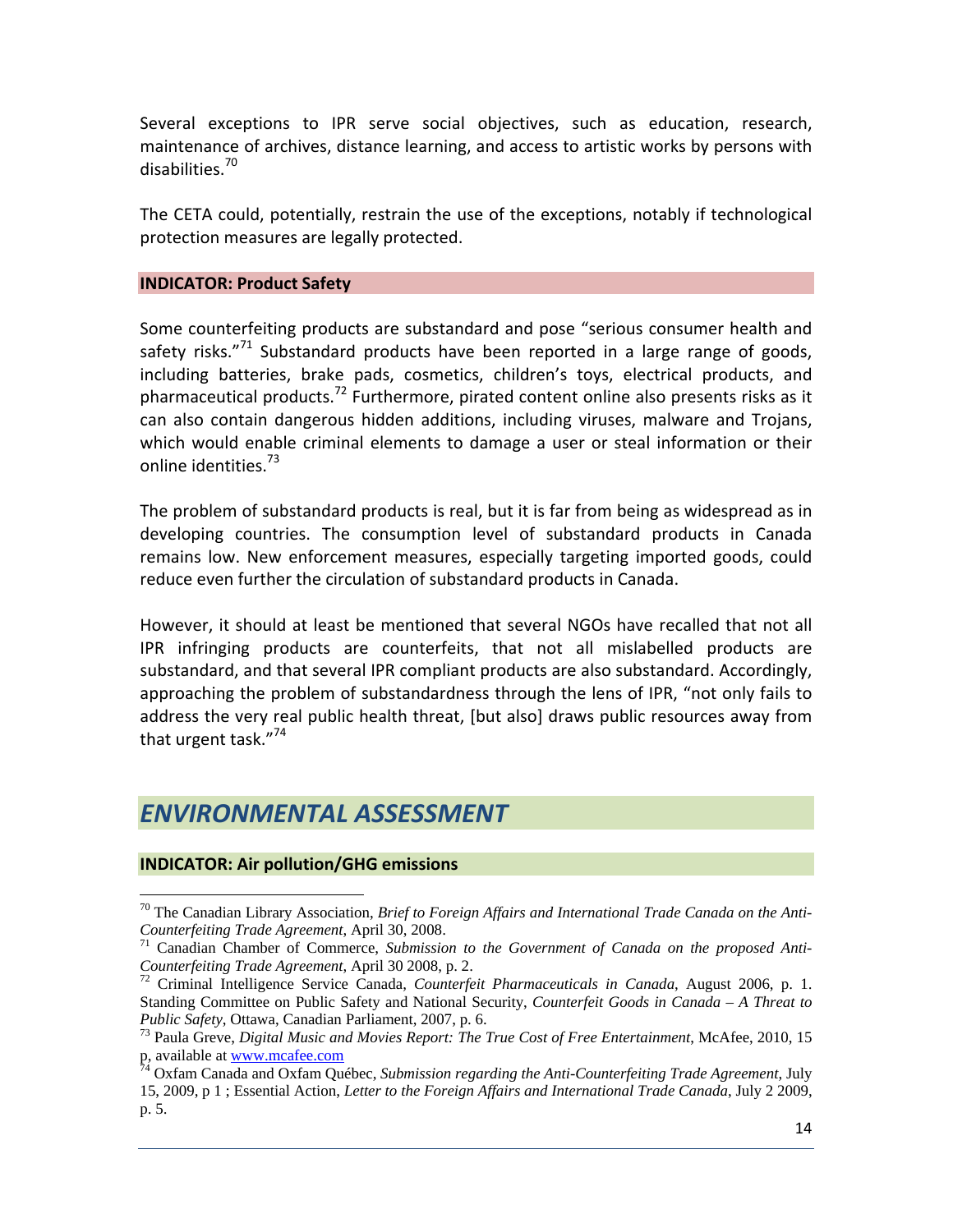Several exceptions to IPR serve social objectives, such as education, research, maintenance of archives, distance learning, and access to artistic works by persons with disabilities.[70]

The CETA could, potentially, restrain the use of the exceptions, notably if technological protection measures are legally protected.

### INDICATOR: Product Safety

Some counterfeiting products are substandard and pose "serious consumer health and safety risks."[71] Substandard products have been reported in a large range of goods, including batteries, brake pads, cosmetics, children's toys, electrical products, and pharmaceutical products.[72] Furthermore, pirated content online also presents risks as it can also contain dangerous hidden additions, including viruses, malware and Trojans, which would enable criminal elements to damage a user or steal information or their online identities.[73]

The problem of substandard products is real, but it is far from being as widespread as in developing countries. The consumption level of substandard products in Canada remains low. New enforcement measures, especially targeting imported goods, could reduce even further the circulation of substandard products in Canada.

However, it should at least be mentioned that several NGOs have recalled that not all IPR infringing products are counterfeits, that not all mislabelled products are substandard, and that several IPR compliant products are also substandard. Accordingly, approaching the problem of substandardness through the lens of IPR, "not only fails to address the very real public health threat, [but also] draws public resources away from that urgent task."[74]

## *ENVIRONMENTAL ASSESSMENT*

### INDICATOR: Air pollution/GHG emissions

---

[70] The Canadian Library Association, *Brief to Foreign Affairs and International Trade Canada on the Anti-Counterfeiting Trade Agreement*, April 30, 2008.

[71] Canadian Chamber of Commerce, *Submission to the Government of Canada on the proposed Anti-Counterfeiting Trade Agreement*, April 30 2008, p. 2.

[72] Criminal Intelligence Service Canada, *Counterfeit Pharmaceuticals in Canada*, August 2006, p. 1. Standing Committee on Public Safety and National Security, *Counterfeit Goods in Canada – A Threat to Public Safety*, Ottawa, Canadian Parliament, 2007, p. 6.

[73] Paula Greve, *Digital Music and Movies Report: The True Cost of Free Entertainment*, McAfee, 2010, 15 p, available at www.mcafee.com

[74] Oxfam Canada and Oxfam Québec, *Submission regarding the Anti-Counterfeiting Trade Agreement*, July 15, 2009, p 1 ; Essential Action, *Letter to the Foreign Affairs and International Trade Canada*, July 2 2009, p. 5.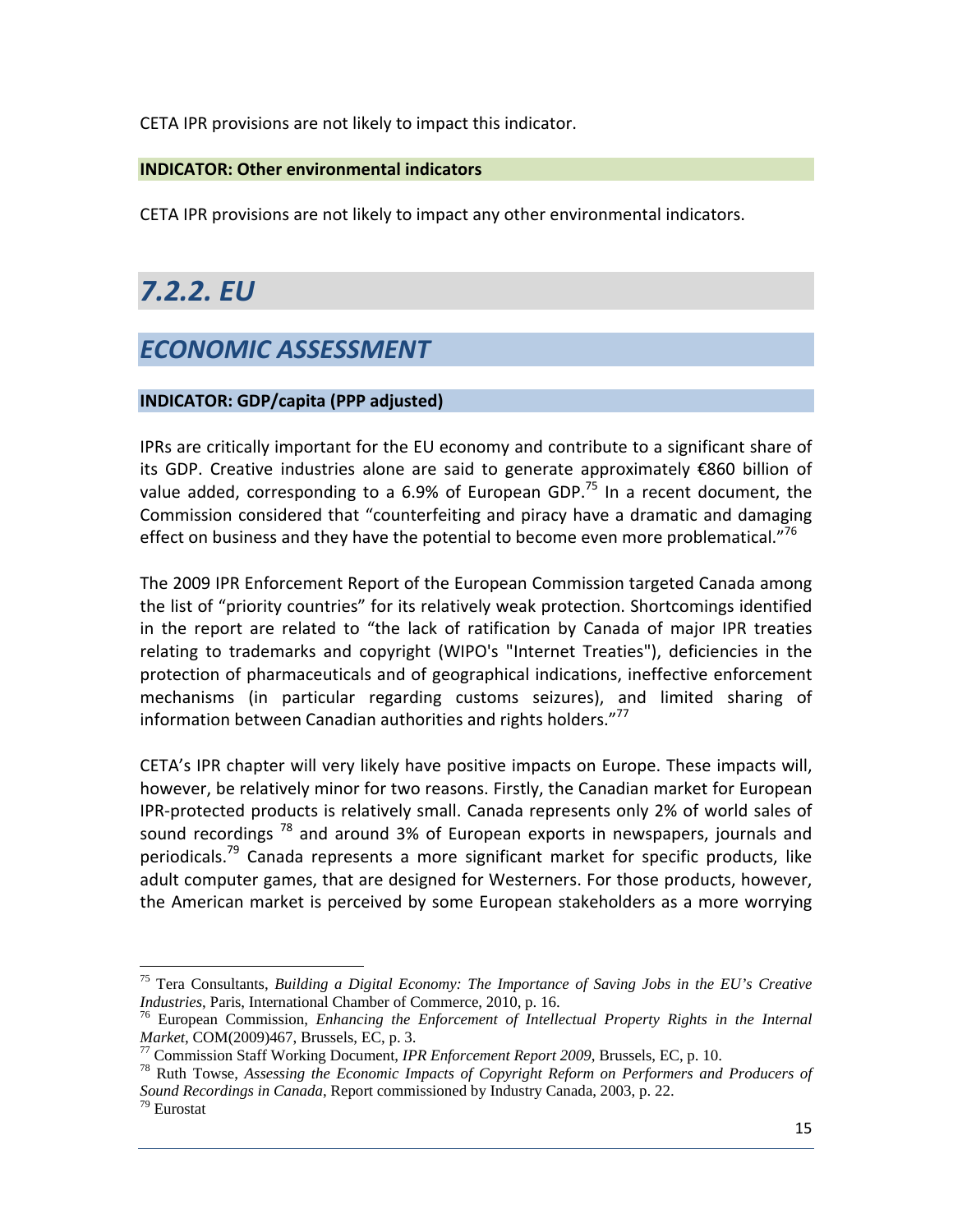CETA IPR provisions are not likely to impact this indicator.

**INDICATOR: Other environmental indicators**

CETA IPR provisions are not likely to impact any other environmental indicators.

## *7.2.2. EU*

## *ECONOMIC ASSESSMENT*

**INDICATOR: GDP/capita (PPP adjusted)**

IPRs are critically important for the EU economy and contribute to a significant share of its GDP. Creative industries alone are said to generate approximately €860 billion of value added, corresponding to a 6.9% of European GDP.[75] In a recent document, the Commission considered that "counterfeiting and piracy have a dramatic and damaging effect on business and they have the potential to become even more problematical."[76]

The 2009 IPR Enforcement Report of the European Commission targeted Canada among the list of "priority countries" for its relatively weak protection. Shortcomings identified in the report are related to "the lack of ratification by Canada of major IPR treaties relating to trademarks and copyright (WIPO's "Internet Treaties"), deficiencies in the protection of pharmaceuticals and of geographical indications, ineffective enforcement mechanisms (in particular regarding customs seizures), and limited sharing of information between Canadian authorities and rights holders."[77]

CETA's IPR chapter will very likely have positive impacts on Europe. These impacts will, however, be relatively minor for two reasons. Firstly, the Canadian market for European IPR-protected products is relatively small. Canada represents only 2% of world sales of sound recordings [78] and around 3% of European exports in newspapers, journals and periodicals.[79] Canada represents a more significant market for specific products, like adult computer games, that are designed for Westerners. For those products, however, the American market is perceived by some European stakeholders as a more worrying

---

[75] Tera Consultants, *Building a Digital Economy: The Importance of Saving Jobs in the EU's Creative Industries*, Paris, International Chamber of Commerce, 2010, p. 16.

[76] European Commission, *Enhancing the Enforcement of Intellectual Property Rights in the Internal Market*, COM(2009)467, Brussels, EC, p. 3.

[77] Commission Staff Working Document, *IPR Enforcement Report 2009*, Brussels, EC, p. 10.

[78] Ruth Towse, *Assessing the Economic Impacts of Copyright Reform on Performers and Producers of Sound Recordings in Canada*, Report commissioned by Industry Canada, 2003, p. 22.

[79] Eurostat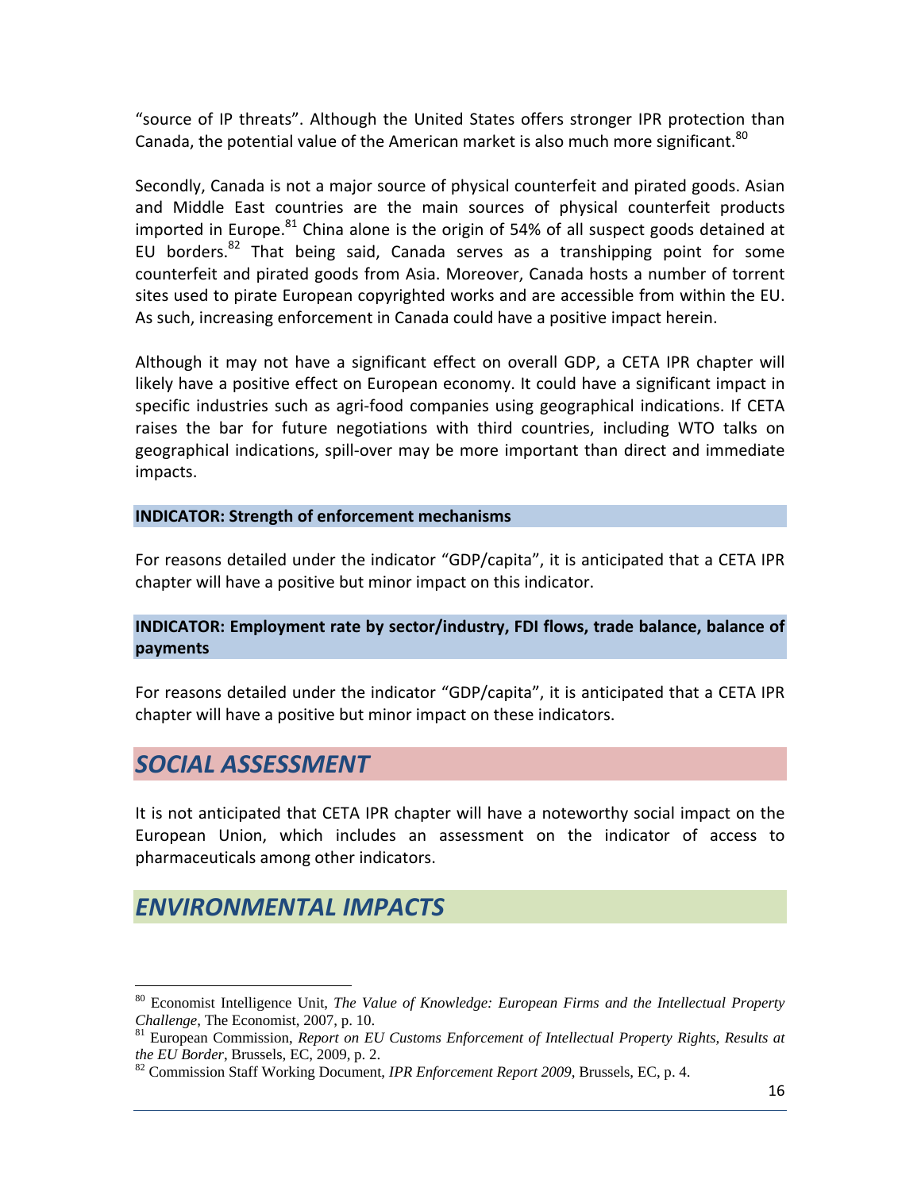"source of IP threats". Although the United States offers stronger IPR protection than Canada, the potential value of the American market is also much more significant.[80]

Secondly, Canada is not a major source of physical counterfeit and pirated goods. Asian and Middle East countries are the main sources of physical counterfeit products imported in Europe.[81] China alone is the origin of 54% of all suspect goods detained at EU borders.[82] That being said, Canada serves as a transhipping point for some counterfeit and pirated goods from Asia. Moreover, Canada hosts a number of torrent sites used to pirate European copyrighted works and are accessible from within the EU. As such, increasing enforcement in Canada could have a positive impact herein.

Although it may not have a significant effect on overall GDP, a CETA IPR chapter will likely have a positive effect on European economy. It could have a significant impact in specific industries such as agri-food companies using geographical indications. If CETA raises the bar for future negotiations with third countries, including WTO talks on geographical indications, spill-over may be more important than direct and immediate impacts.

**INDICATOR: Strength of enforcement mechanisms**

For reasons detailed under the indicator "GDP/capita", it is anticipated that a CETA IPR chapter will have a positive but minor impact on this indicator.

**INDICATOR: Employment rate by sector/industry, FDI flows, trade balance, balance of payments**

For reasons detailed under the indicator "GDP/capita", it is anticipated that a CETA IPR chapter will have a positive but minor impact on these indicators.

## *SOCIAL ASSESSMENT*

It is not anticipated that CETA IPR chapter will have a noteworthy social impact on the European Union, which includes an assessment on the indicator of access to pharmaceuticals among other indicators.

## *ENVIRONMENTAL IMPACTS*

---

[80] Economist Intelligence Unit, *The Value of Knowledge: European Firms and the Intellectual Property Challenge*, The Economist, 2007, p. 10.

[81] European Commission, *Report on EU Customs Enforcement of Intellectual Property Rights, Results at the EU Border*, Brussels, EC, 2009, p. 2.

[82] Commission Staff Working Document, *IPR Enforcement Report 2009*, Brussels, EC, p. 4.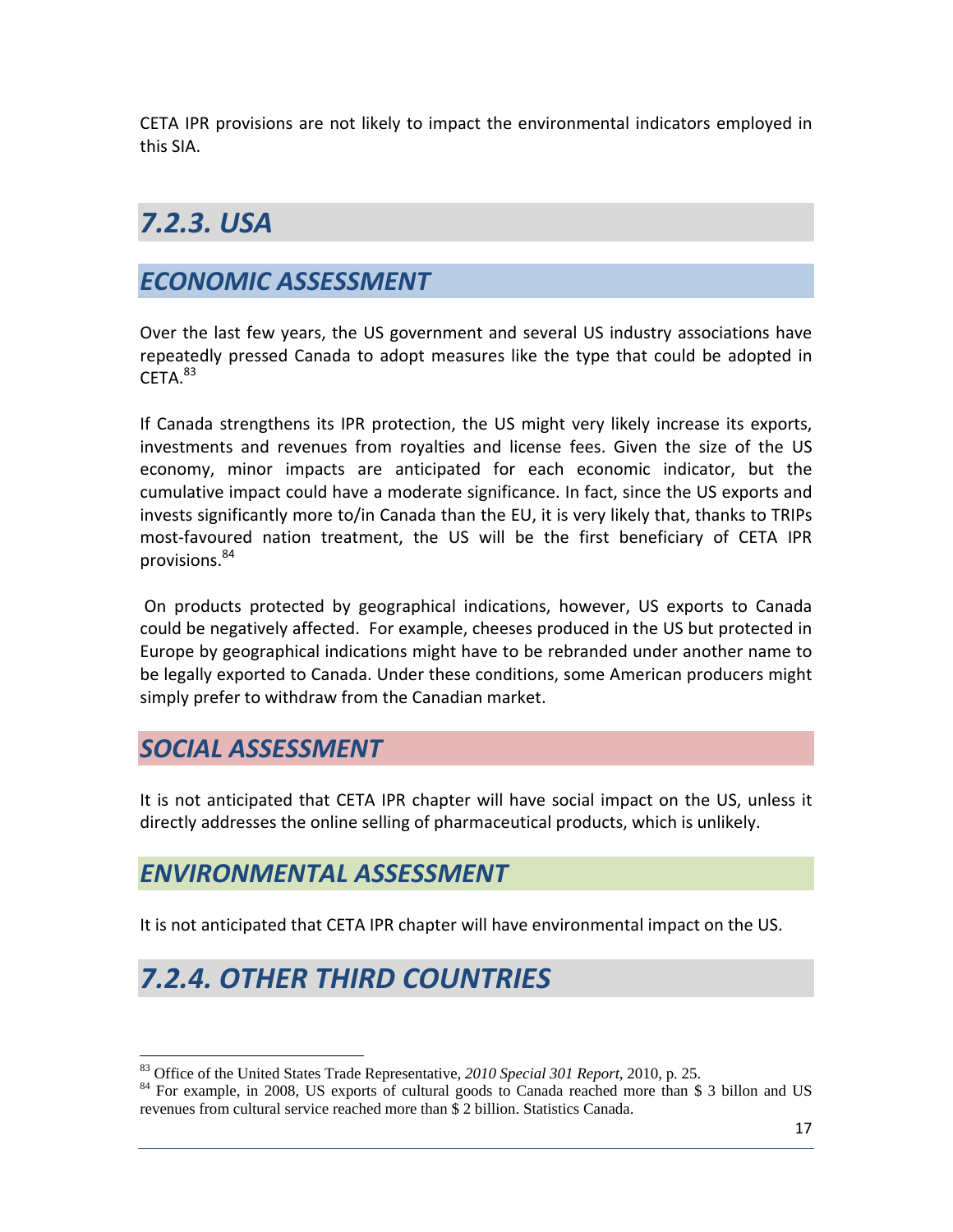CETA IPR provisions are not likely to impact the environmental indicators employed in this SIA.

## *7.2.3. USA*

### *ECONOMIC ASSESSMENT*

Over the last few years, the US government and several US industry associations have repeatedly pressed Canada to adopt measures like the type that could be adopted in CETA.[83]

If Canada strengthens its IPR protection, the US might very likely increase its exports, investments and revenues from royalties and license fees. Given the size of the US economy, minor impacts are anticipated for each economic indicator, but the cumulative impact could have a moderate significance. In fact, since the US exports and invests significantly more to/in Canada than the EU, it is very likely that, thanks to TRIPs most-favoured nation treatment, the US will be the first beneficiary of CETA IPR provisions.[84]

On products protected by geographical indications, however, US exports to Canada could be negatively affected. For example, cheeses produced in the US but protected in Europe by geographical indications might have to be rebranded under another name to be legally exported to Canada. Under these conditions, some American producers might simply prefer to withdraw from the Canadian market.

### *SOCIAL ASSESSMENT*

It is not anticipated that CETA IPR chapter will have social impact on the US, unless it directly addresses the online selling of pharmaceutical products, which is unlikely.

### *ENVIRONMENTAL ASSESSMENT*

It is not anticipated that CETA IPR chapter will have environmental impact on the US.

## *7.2.4. OTHER THIRD COUNTRIES*

[83] Office of the United States Trade Representative, *2010 Special 301 Report*, 2010, p. 25.

[84] For example, in 2008, US exports of cultural goods to Canada reached more than $ 3 billon and US revenues from cultural service reached more than $ 2 billion. Statistics Canada.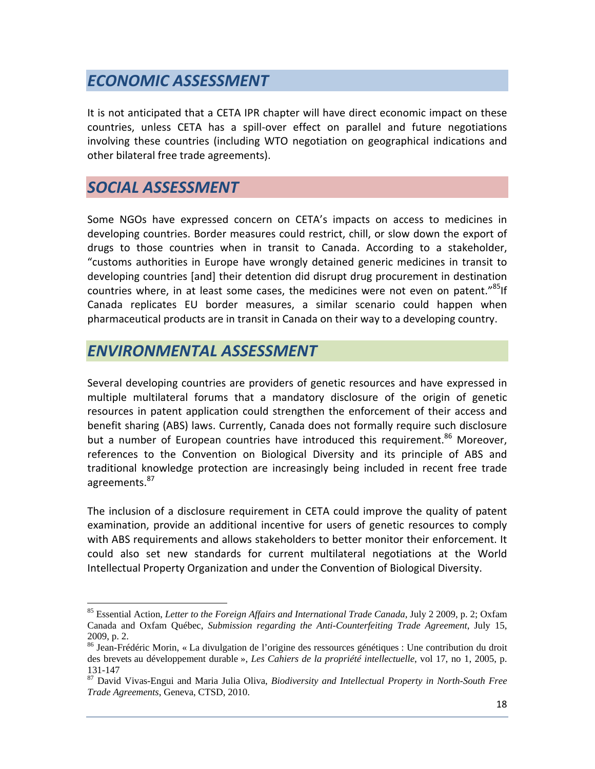## *ECONOMIC ASSESSMENT*

It is not anticipated that a CETA IPR chapter will have direct economic impact on these countries, unless CETA has a spill-over effect on parallel and future negotiations involving these countries (including WTO negotiation on geographical indications and other bilateral free trade agreements).

## *SOCIAL ASSESSMENT*

Some NGOs have expressed concern on CETA's impacts on access to medicines in developing countries. Border measures could restrict, chill, or slow down the export of drugs to those countries when in transit to Canada. According to a stakeholder, "customs authorities in Europe have wrongly detained generic medicines in transit to developing countries [and] their detention did disrupt drug procurement in destination countries where, in at least some cases, the medicines were not even on patent."[85]If Canada replicates EU border measures, a similar scenario could happen when pharmaceutical products are in transit in Canada on their way to a developing country.

## *ENVIRONMENTAL ASSESSMENT*

Several developing countries are providers of genetic resources and have expressed in multiple multilateral forums that a mandatory disclosure of the origin of genetic resources in patent application could strengthen the enforcement of their access and benefit sharing (ABS) laws. Currently, Canada does not formally require such disclosure but a number of European countries have introduced this requirement.[86] Moreover, references to the Convention on Biological Diversity and its principle of ABS and traditional knowledge protection are increasingly being included in recent free trade agreements.[87]

The inclusion of a disclosure requirement in CETA could improve the quality of patent examination, provide an additional incentive for users of genetic resources to comply with ABS requirements and allows stakeholders to better monitor their enforcement. It could also set new standards for current multilateral negotiations at the World Intellectual Property Organization and under the Convention of Biological Diversity.

---

[85] Essential Action, *Letter to the Foreign Affairs and International Trade Canada*, July 2 2009, p. 2; Oxfam Canada and Oxfam Québec, *Submission regarding the Anti-Counterfeiting Trade Agreement*, July 15, 2009, p. 2.

[86] Jean-Frédéric Morin, « La divulgation de l'origine des ressources génétiques : Une contribution du droit des brevets au développement durable », *Les Cahiers de la propriété intellectuelle*, vol 17, no 1, 2005, p. 131-147

[87] David Vivas-Engui and Maria Julia Oliva, *Biodiversity and Intellectual Property in North-South Free Trade Agreements*, Geneva, CTSD, 2010.